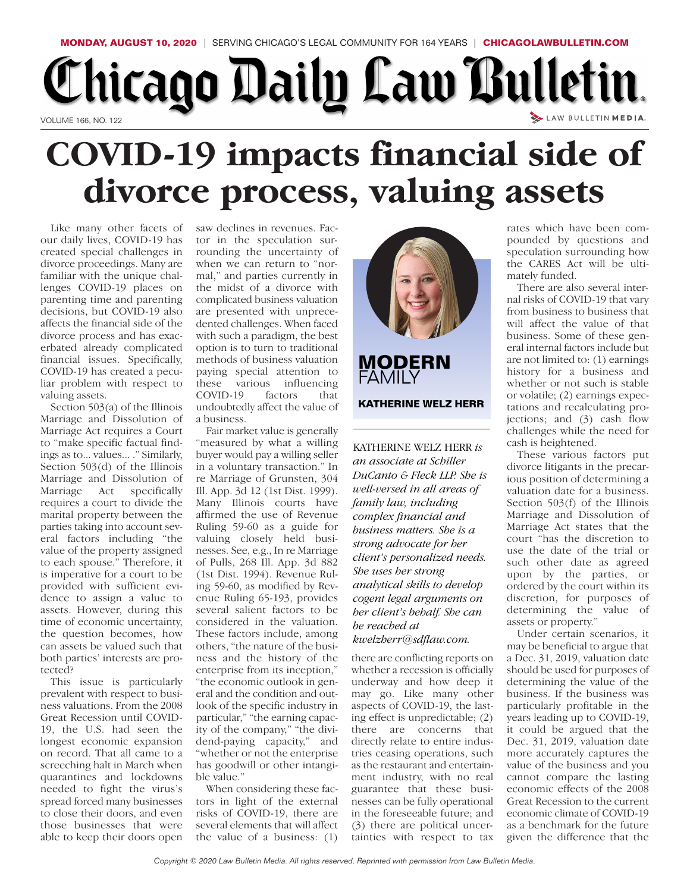# COVID-19 impacts financial side of divorce process, valuing assets

**MODERN FAMILY**

**KATHERINE WELZ HERR**

*KATHERINE WELZ HERR is an associate at Schiller DuCanto & Fleck LLP. She is well-versed in all areas of family law, including complex financial and business matters. She is a strong advocate for her client's personalized needs. She uses her strong analytical skills to develop cogent legal arguments on her client's behalf. She can be reached at kwelzherr@sdflaw.com.*

Like many other facets of our daily lives, COVID-19 has created special challenges in divorce proceedings. Many are familiar with the unique challenges COVID-19 places on parenting time and parenting decisions, but COVID-19 also affects the financial side of the divorce process and has exacerbated already complicated financial issues. Specifically, COVID-19 has created a peculiar problem with respect to valuing assets.

Section 503(a) of the Illinois Marriage and Dissolution of Marriage Act requires a Court to "make specific factual findings as to... values... ." Similarly, Section 503(d) of the Illinois Marriage and Dissolution of Marriage Act specifically requires a court to divide the marital property between the parties taking into account several factors including "the value of the property assigned to each spouse." Therefore, it is imperative for a court to be provided with sufficient evidence to assign a value to assets. However, during this time of economic uncertainty, the question becomes, how can assets be valued such that both parties' interests are protected?

This issue is particularly prevalent with respect to business valuations. From the 2008 Great Recession until COVID-19, the U.S. had seen the longest economic expansion on record. That all came to a screeching halt in March when quarantines and lockdowns needed to fight the virus's spread forced many businesses to close their doors, and even those businesses that were able to keep their doors open saw declines in revenues. Factor in the speculation surrounding the uncertainty of when we can return to "normal," and parties currently in the midst of a divorce with complicated business valuation are presented with unprecedented challenges. When faced with such a paradigm, the best option is to turn to traditional methods of business valuation paying special attention to these various influencing COVID-19 factors that undoubtedly affect the value of a business.

Fair market value is generally "measured by what a willing buyer would pay a willing seller in a voluntary transaction." In re Marriage of Grunsten, 304 Ill. App. 3d 12 (1st Dist. 1999). Many Illinois courts have affirmed the use of Revenue Ruling 59-60 as a guide for valuing closely held businesses. See, e.g., In re Marriage of Pulls, 268 Ill. App. 3d 882 (1st Dist. 1994). Revenue Ruling 59-60, as modified by Revenue Ruling 65-193, provides several salient factors to be considered in the valuation. These factors include, among others, "the nature of the business and the history of the enterprise from its inception," "the economic outlook in general and the condition and outlook of the specific industry in particular," "the earning capacity of the company," "the dividend-paying capacity," and "whether or not the enterprise has goodwill or other intangible value."

When considering these factors in light of the external risks of COVID-19, there are several elements that will affect the value of a business: (1) there are conflicting reports on whether a recession is officially underway and how deep it may go. Like many other aspects of COVID-19, the lasting effect is unpredictable; (2) there are concerns that directly relate to entire industries ceasing operations, such as the restaurant and entertainment industry, with no real guarantee that these businesses can be fully operational in the foreseeable future; and (3) there are political uncertainties with respect to tax rates which have been compounded by questions and speculation surrounding how the CARES Act will be ultimately funded.

There are also several internal risks of COVID-19 that vary from business to business that will affect the value of that business. Some of these general internal factors include but are not limited to: (1) earnings history for a business and whether or not such is stable or volatile; (2) earnings expectations and recalculating projections; and (3) cash flow challenges while the need for cash is heightened.

These various factors put divorce litigants in the precarious position of determining a valuation date for a business. Section 503(f) of the Illinois Marriage and Dissolution of Marriage Act states that the court "has the discretion to use the date of the trial or such other date as agreed upon by the parties, or ordered by the court within its discretion, for purposes of determining the value of assets or property."

Under certain scenarios, it may be beneficial to argue that a Dec. 31, 2019, valuation date should be used for purposes of determining the value of the business. If the business was particularly profitable in the years leading up to COVID-19, it could be argued that the Dec. 31, 2019, valuation date more accurately captures the value of the business and you cannot compare the lasting economic effects of the 2008 Great Recession to the current economic climate of COVID-19 as a benchmark for the future given the difference that the

Copyright © 2020 Law Bulletin Media. All rights reserved. Reprinted with permission from Law Bulletin Media.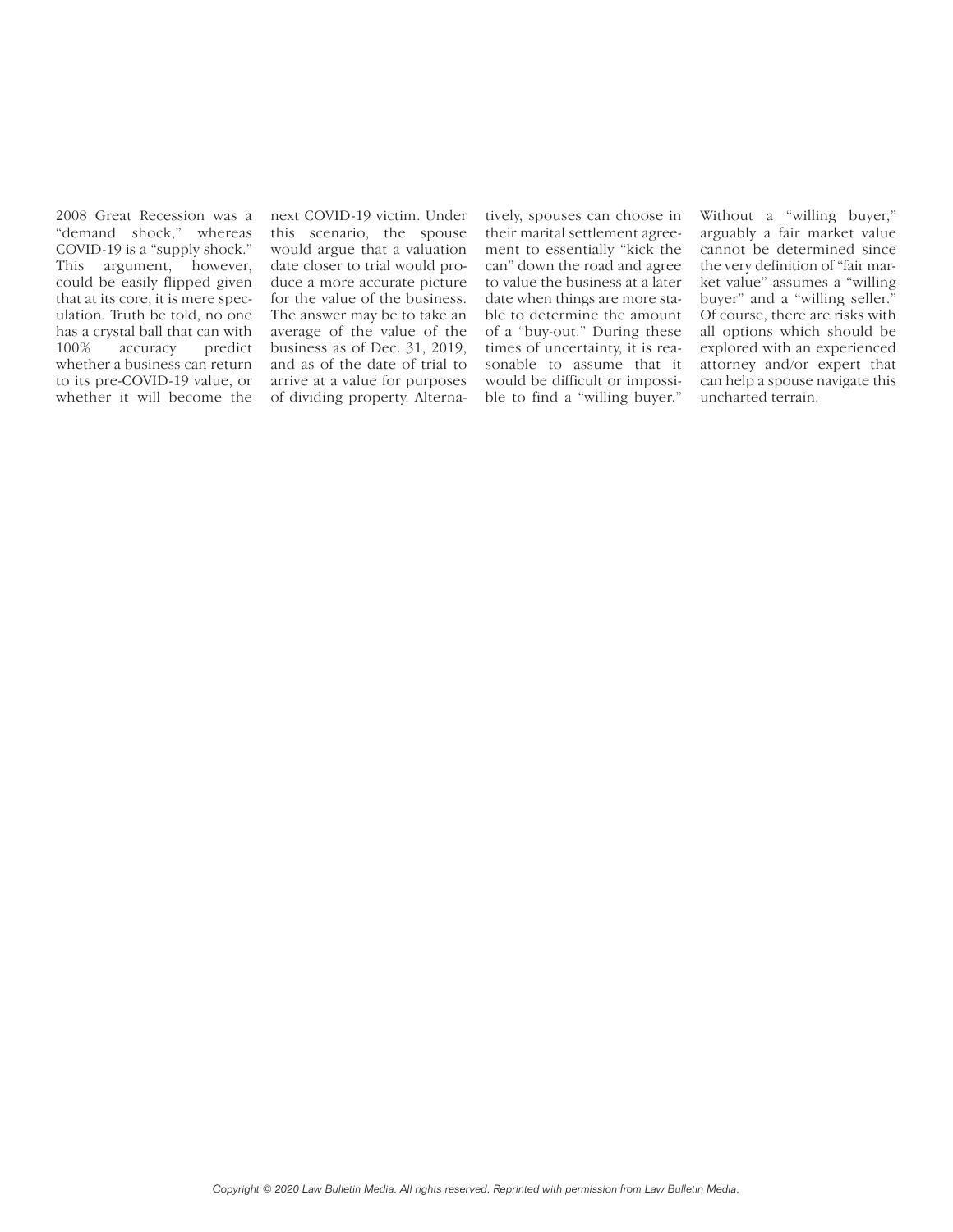2008 Great Recession was a "demand shock," whereas COVID-19 is a "supply shock." This argument, however, could be easily flipped given that at its core, it is mere speculation. Truth be told, no one has a crystal ball that can with 100% accuracy predict whether a business can return to its pre-COVID-19 value, or whether it will become the next COVID-19 victim. Under this scenario, the spouse would argue that a valuation date closer to trial would produce a more accurate picture for the value of the business. The answer may be to take an average of the value of the business as of Dec. 31, 2019, and as of the date of trial to arrive at a value for purposes of dividing property. Alternatively, spouses can choose in their marital settlement agreement to essentially "kick the can" down the road and agree to value the business at a later date when things are more stable to determine the amount of a "buy-out." During these times of uncertainty, it is reasonable to assume that it would be difficult or impossible to find a "willing buyer." Without a "willing buyer," arguably a fair market value cannot be determined since the very definition of "fair market value" assumes a "willing buyer" and a "willing seller." Of course, there are risks with all options which should be explored with an experienced attorney and/or expert that can help a spouse navigate this uncharted terrain.

*Copyright © 2020 Law Bulletin Media. All rights reserved. Reprinted with permission from Law Bulletin Media.*